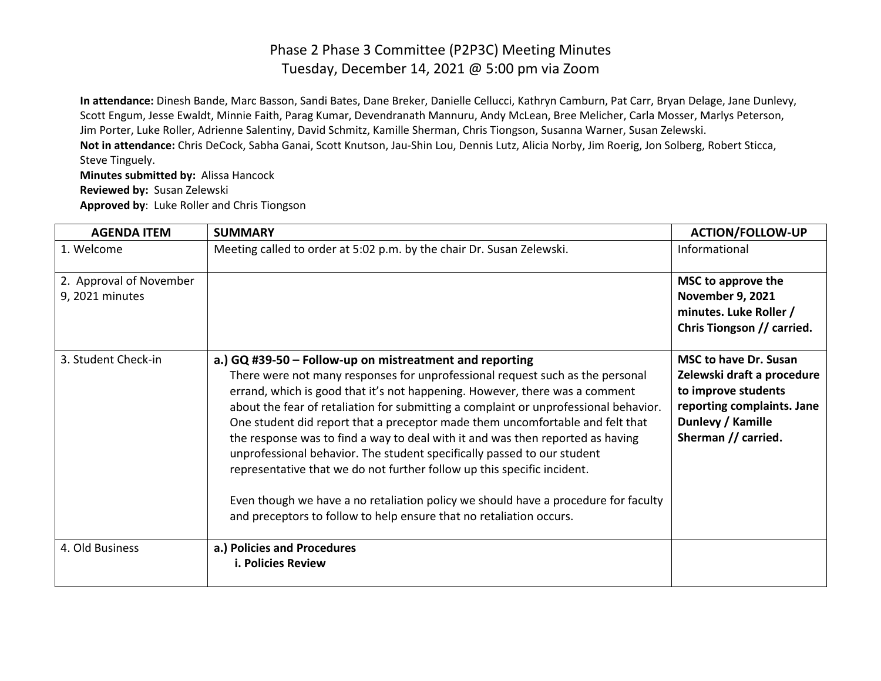# Phase 2 Phase 3 Committee (P2P3C) Meeting Minutes
## Tuesday, December 14, 2021 @ 5:00 pm via Zoom

**In attendance:** Dinesh Bande, Marc Basson, Sandi Bates, Dane Breker, Danielle Cellucci, Kathryn Camburn, Pat Carr, Bryan Delage, Jane Dunlevy, Scott Engum, Jesse Ewaldt, Minnie Faith, Parag Kumar, Devendranath Mannuru, Andy McLean, Bree Melicher, Carla Mosser, Marlys Peterson, Jim Porter, Luke Roller, Adrienne Salentiny, David Schmitz, Kamille Sherman, Chris Tiongson, Susanna Warner, Susan Zelewski.
**Not in attendance:** Chris DeCock, Sabha Ganai, Scott Knutson, Jau-Shin Lou, Dennis Lutz, Alicia Norby, Jim Roerig, Jon Solberg, Robert Sticca, Steve Tinguely.
**Minutes submitted by:** Alissa Hancock
**Reviewed by:** Susan Zelewski
**Approved by**: Luke Roller and Chris Tiongson

| AGENDA ITEM | SUMMARY | ACTION/FOLLOW-UP |
|---|---|---|
| 1. Welcome | Meeting called to order at 5:02 p.m. by the chair Dr. Susan Zelewski. | Informational |
| 2. Approval of November 9, 2021 minutes | | **MSC to approve the November 9, 2021 minutes. Luke Roller / Chris Tiongson // carried.** |
| 3. Student Check-in | **a.) GQ #39-50 – Follow-up on mistreatment and reporting**<br>There were not many responses for unprofessional request such as the personal errand, which is good that it's not happening. However, there was a comment about the fear of retaliation for submitting a complaint or unprofessional behavior. One student did report that a preceptor made them uncomfortable and felt that the response was to find a way to deal with it and was then reported as having unprofessional behavior. The student specifically passed to our student representative that we do not further follow up this specific incident.<br><br>Even though we have a no retaliation policy we should have a procedure for faculty and preceptors to follow to help ensure that no retaliation occurs. | **MSC to have Dr. Susan Zelewski draft a procedure to improve students reporting complaints. Jane Dunlevy / Kamille Sherman // carried.** |
| 4. Old Business | **a.) Policies and Procedures**<br>**i. Policies Review** | |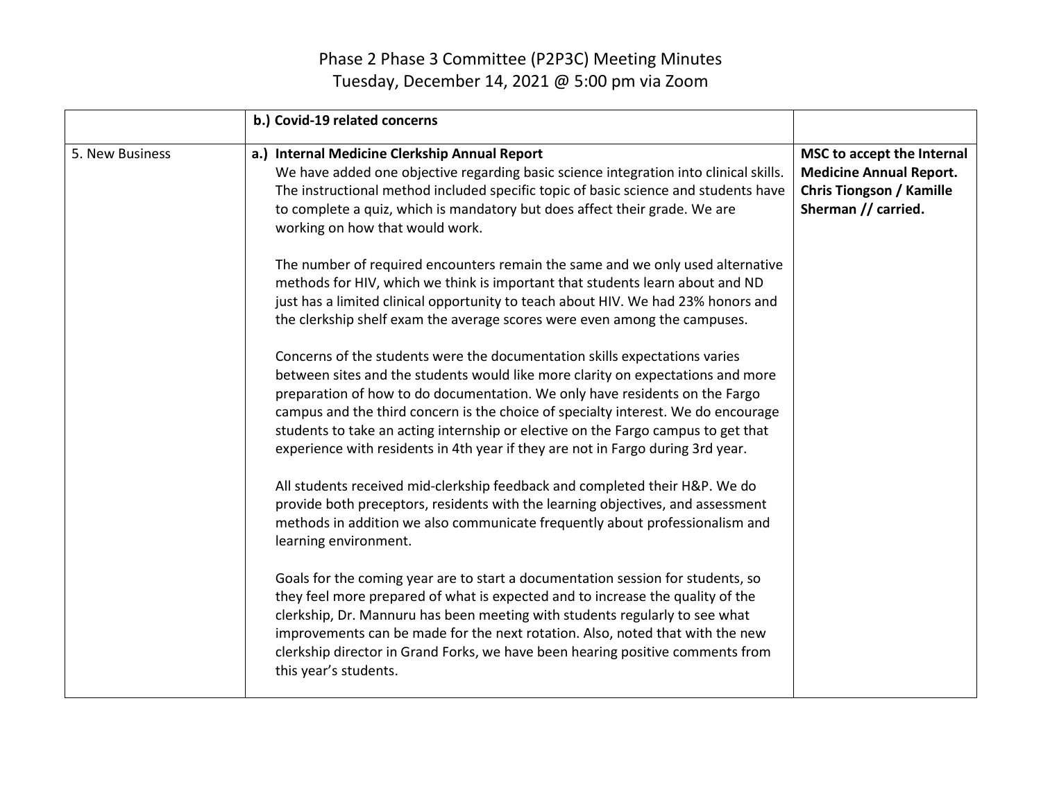# Phase 2 Phase 3 Committee (P2P3C) Meeting Minutes
## Tuesday, December 14, 2021 @ 5:00 pm via Zoom

| | | |
|---|---|---|
| | **b.) Covid-19 related concerns** | |
| 5. New Business | **a.) Internal Medicine Clerkship Annual Report**<br>We have added one objective regarding basic science integration into clinical skills. The instructional method included specific topic of basic science and students have to complete a quiz, which is mandatory but does affect their grade. We are working on how that would work.<br><br>The number of required encounters remain the same and we only used alternative methods for HIV, which we think is important that students learn about and ND just has a limited clinical opportunity to teach about HIV. We had 23% honors and the clerkship shelf exam the average scores were even among the campuses.<br><br>Concerns of the students were the documentation skills expectations varies between sites and the students would like more clarity on expectations and more preparation of how to do documentation. We only have residents on the Fargo campus and the third concern is the choice of specialty interest. We do encourage students to take an acting internship or elective on the Fargo campus to get that experience with residents in 4th year if they are not in Fargo during 3rd year.<br><br>All students received mid-clerkship feedback and completed their H&P. We do provide both preceptors, residents with the learning objectives, and assessment methods in addition we also communicate frequently about professionalism and learning environment.<br><br>Goals for the coming year are to start a documentation session for students, so they feel more prepared of what is expected and to increase the quality of the clerkship, Dr. Mannuru has been meeting with students regularly to see what improvements can be made for the next rotation. Also, noted that with the new clerkship director in Grand Forks, we have been hearing positive comments from this year's students. | **MSC to accept the Internal Medicine Annual Report. Chris Tiongson / Kamille Sherman // carried.** |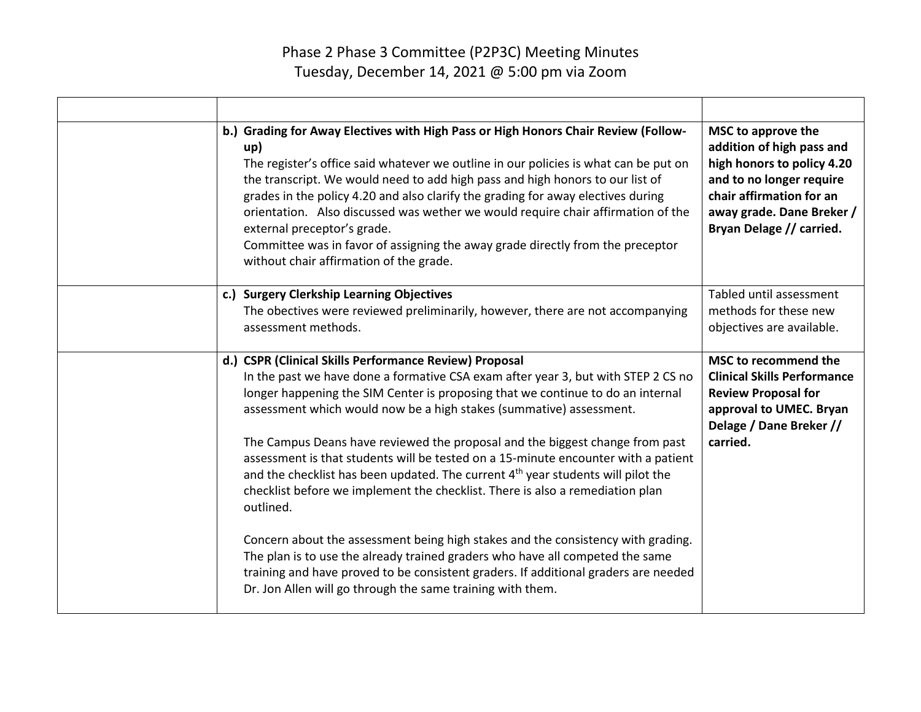# Phase 2 Phase 3 Committee (P2P3C) Meeting Minutes
Tuesday, December 14, 2021 @ 5:00 pm via Zoom

| | | |
|---|---|---|
| | **b.) Grading for Away Electives with High Pass or High Honors Chair Review (Follow-up)**<br>The register's office said whatever we outline in our policies is what can be put on the transcript. We would need to add high pass and high honors to our list of grades in the policy 4.20 and also clarify the grading for away electives during orientation. Also discussed was wether we would require chair affirmation of the external preceptor's grade.<br>Committee was in favor of assigning the away grade directly from the preceptor without chair affirmation of the grade. | **MSC to approve the addition of high pass and high honors to policy 4.20 and to no longer require chair affirmation for an away grade. Dane Breker / Bryan Delage // carried.** |
| | **c.) Surgery Clerkship Learning Objectives**<br>The objectives were reviewed preliminarily, however, there are not accompanying assessment methods. | Tabled until assessment methods for these new objectives are available. |
| | **d.) CSPR (Clinical Skills Performance Review) Proposal**<br>In the past we have done a formative CSA exam after year 3, but with STEP 2 CS no longer happening the SIM Center is proposing that we continue to do an internal assessment which would now be a high stakes (summative) assessment.<br><br>The Campus Deans have reviewed the proposal and the biggest change from past assessment is that students will be tested on a 15-minute encounter with a patient and the checklist has been updated. The current 4th year students will pilot the checklist before we implement the checklist. There is also a remediation plan outlined.<br><br>Concern about the assessment being high stakes and the consistency with grading. The plan is to use the already trained graders who have all competed the same training and have proved to be consistent graders. If additional graders are needed Dr. Jon Allen will go through the same training with them. | **MSC to recommend the Clinical Skills Performance Review Proposal for approval to UMEC. Bryan Delage / Dane Breker // carried.** |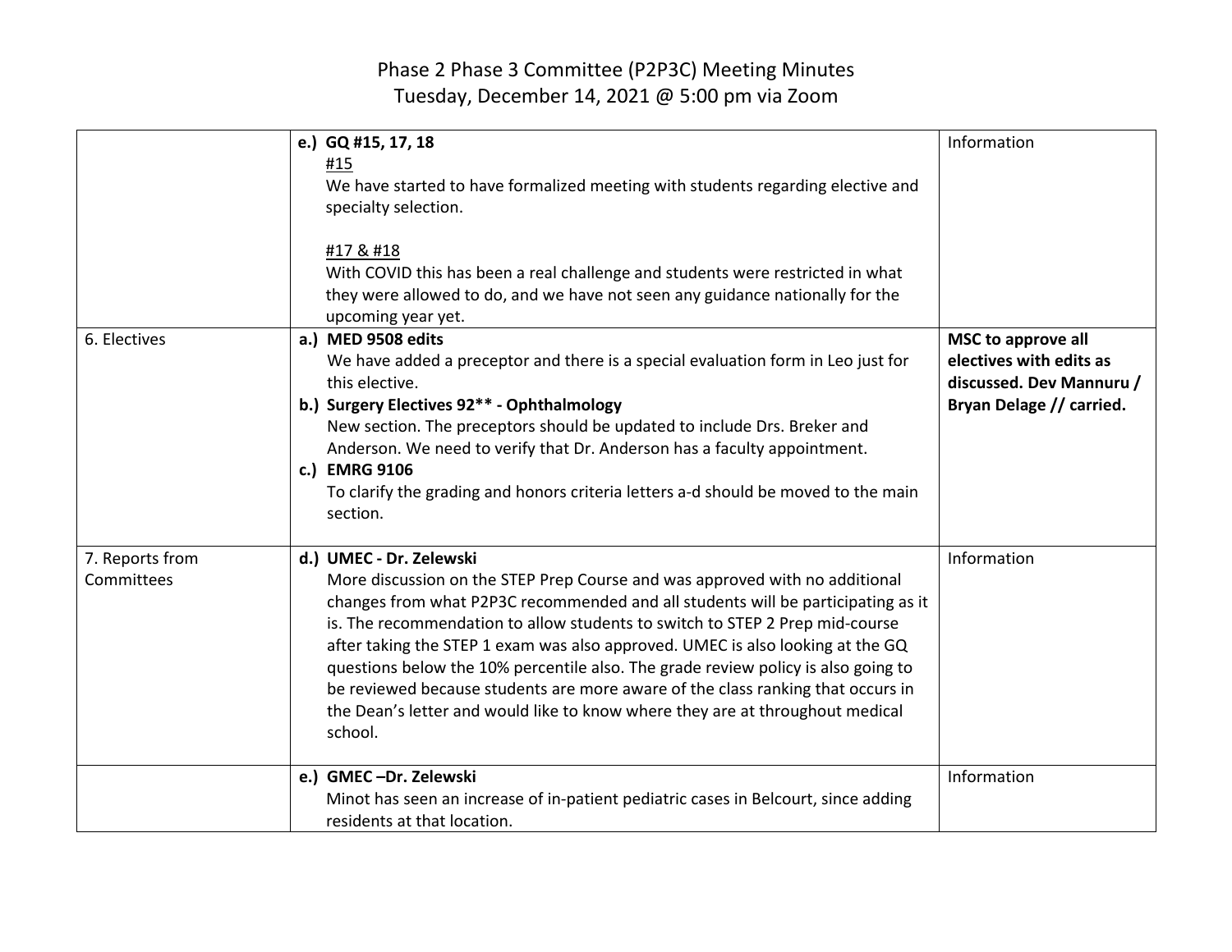# Phase 2 Phase 3 Committee (P2P3C) Meeting Minutes
Tuesday, December 14, 2021 @ 5:00 pm via Zoom

| | | |
|---|---|---|
| | **e.) GQ #15, 17, 18**<br>#15<br>We have started to have formalized meeting with students regarding elective and specialty selection.<br><br>#17 & #18<br>With COVID this has been a real challenge and students were restricted in what they were allowed to do, and we have not seen any guidance nationally for the upcoming year yet. | Information |
| 6. Electives | **a.) MED 9508 edits**<br>We have added a preceptor and there is a special evaluation form in Leo just for this elective.<br>**b.) Surgery Electives 92** - Ophthalmology**<br>New section. The preceptors should be updated to include Drs. Breker and Anderson. We need to verify that Dr. Anderson has a faculty appointment.<br>**c.) EMRG 9106**<br>To clarify the grading and honors criteria letters a-d should be moved to the main section. | **MSC to approve all electives with edits as discussed. Dev Mannuru / Bryan Delage // carried.** |
| 7. Reports from Committees | **d.) UMEC - Dr. Zelewski**<br>More discussion on the STEP Prep Course and was approved with no additional changes from what P2P3C recommended and all students will be participating as it is. The recommendation to allow students to switch to STEP 2 Prep mid-course after taking the STEP 1 exam was also approved. UMEC is also looking at the GQ questions below the 10% percentile also. The grade review policy is also going to be reviewed because students are more aware of the class ranking that occurs in the Dean's letter and would like to know where they are at throughout medical school. | Information |
| | **e.) GMEC –Dr. Zelewski**<br>Minot has seen an increase of in-patient pediatric cases in Belcourt, since adding residents at that location. | Information |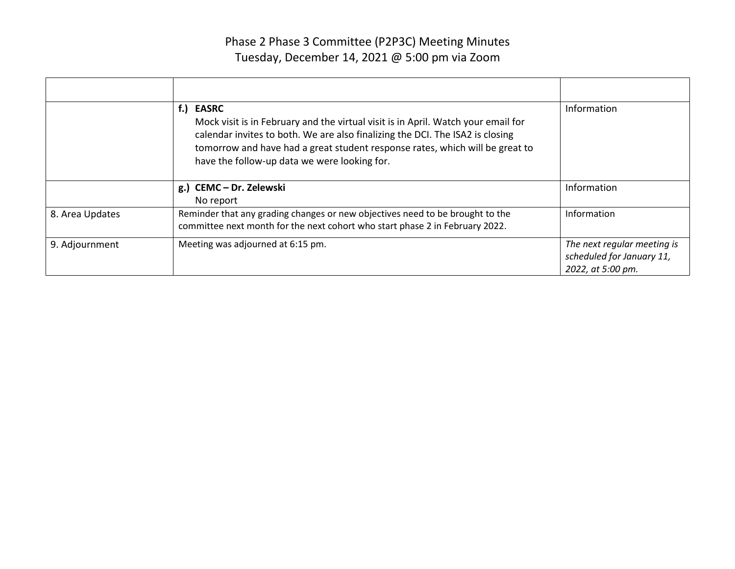Phase 2 Phase 3 Committee (P2P3C) Meeting Minutes
Tuesday, December 14, 2021 @ 5:00 pm via Zoom

| | | |
|---|---|---|
| | **f.) EASRC**<br>Mock visit is in February and the virtual visit is in April. Watch your email for calendar invites to both. We are also finalizing the DCI. The ISA2 is closing tomorrow and have had a great student response rates, which will be great to have the follow-up data we were looking for. | Information |
| | **g.) CEMC – Dr. Zelewski**<br>No report | Information |
| 8. Area Updates | Reminder that any grading changes or new objectives need to be brought to the committee next month for the next cohort who start phase 2 in February 2022. | Information |
| 9. Adjournment | Meeting was adjourned at 6:15 pm. | *The next regular meeting is scheduled for January 11, 2022, at 5:00 pm.* |